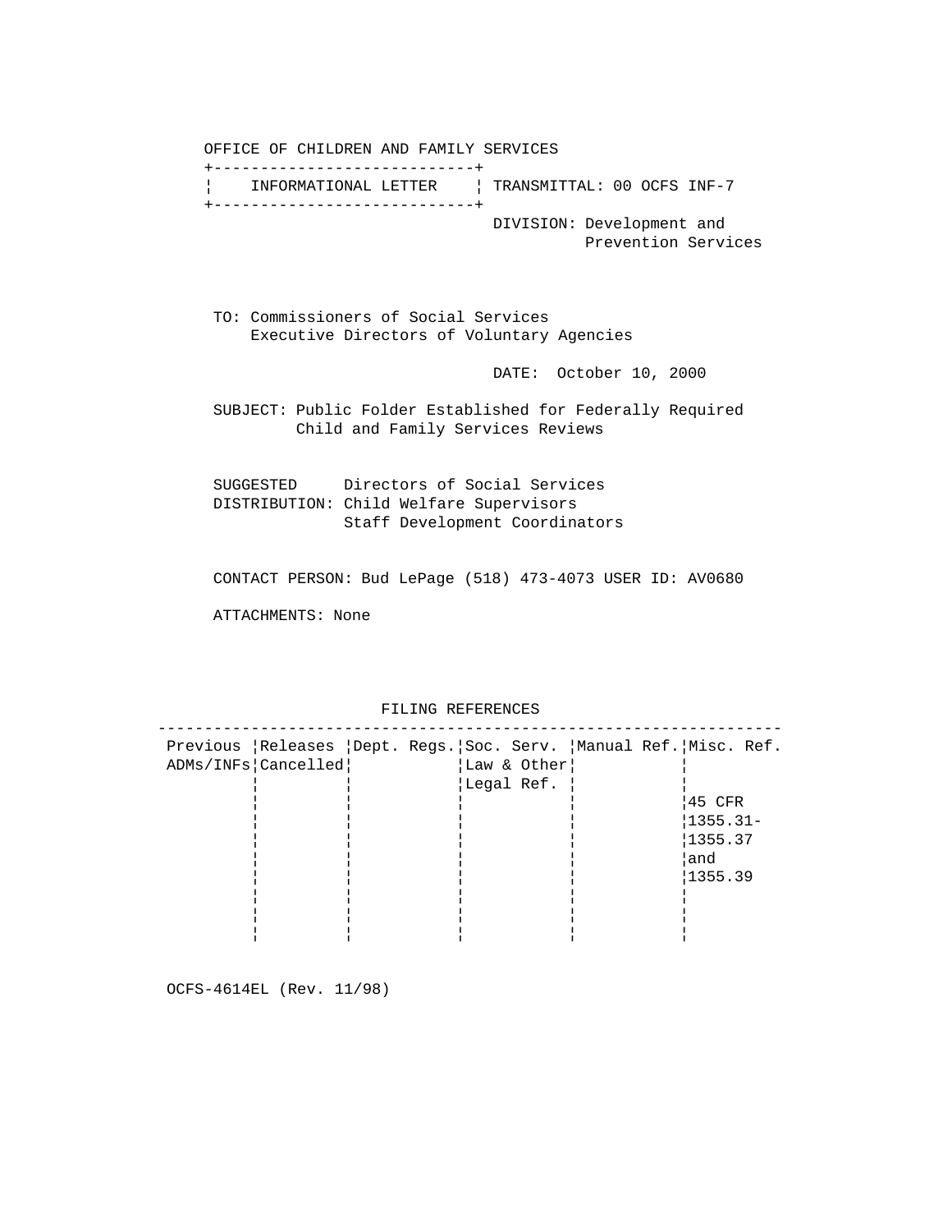OFFICE OF CHILDREN AND FAMILY SERVICES

| INFORMATIONAL LETTER | TRANSMITTAL: 00 OCFS INF-7 |
|---|---|
| | DIVISION: Development and Prevention Services |

TO: Commissioners of Social Services
Executive Directors of Voluntary Agencies

DATE: October 10, 2000

SUBJECT: Public Folder Established for Federally Required Child and Family Services Reviews

SUGGESTED DISTRIBUTION: Directors of Social Services
Child Welfare Supervisors
Staff Development Coordinators

CONTACT PERSON: Bud LePage (518) 473-4073 USER ID: AV0680

ATTACHMENTS: None

FILING REFERENCES

| Previous ADMs/INFs | Releases Cancelled | Dept. Regs. | Soc. Serv. Law & Other Legal Ref. | Manual Ref. | Misc. Ref. |
|---|---|---|---|---|---|
| | | | | | 45 CFR 1355.31-1355.37 and 1355.39 |

OCFS-4614EL (Rev. 11/98)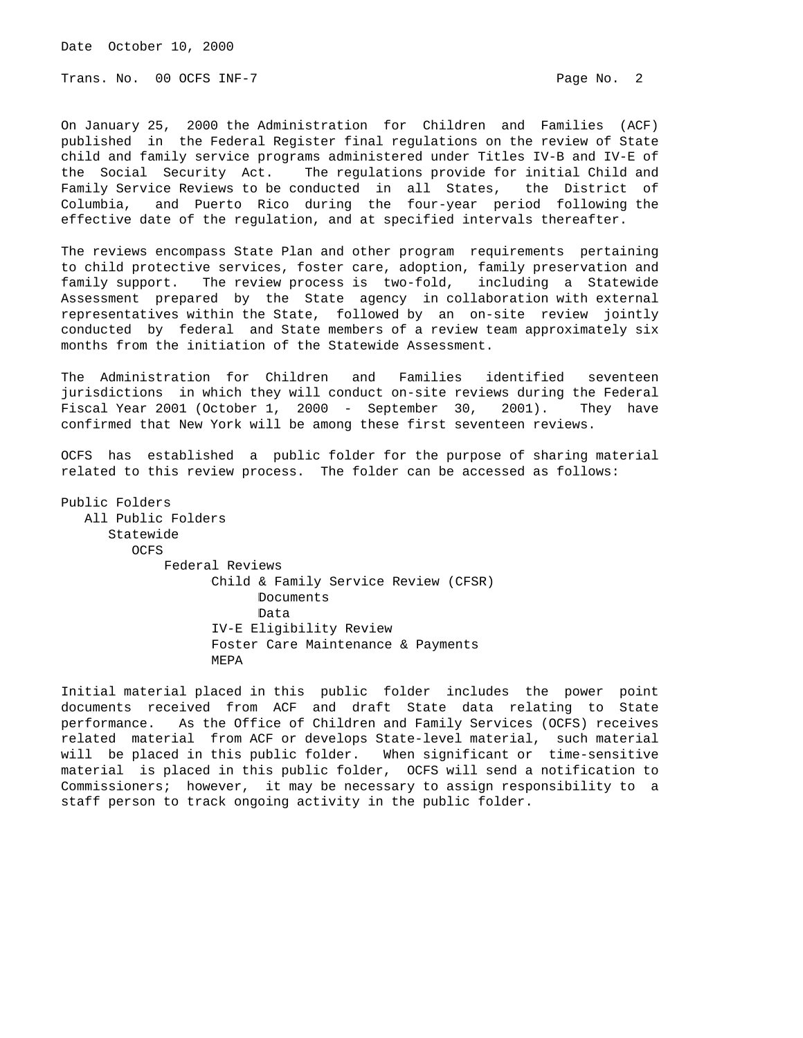On January 25, 2000 the Administration for Children and Families (ACF) published in the Federal Register final regulations on the review of State child and family service programs administered under Titles IV-B and IV-E of the Social Security Act. The regulations provide for initial Child and Family Service Reviews to be conducted in all States, the District of Columbia, and Puerto Rico during the four-year period following the effective date of the regulation, and at specified intervals thereafter.

The reviews encompass State Plan and other program requirements pertaining to child protective services, foster care, adoption, family preservation and family support. The review process is two-fold, including a Statewide Assessment prepared by the State agency in collaboration with external representatives within the State, followed by an on-site review jointly conducted by federal and State members of a review team approximately six months from the initiation of the Statewide Assessment.

The Administration for Children and Families identified seventeen jurisdictions in which they will conduct on-site reviews during the Federal Fiscal Year 2001 (October 1, 2000 - September 30, 2001). They have confirmed that New York will be among these first seventeen reviews.

OCFS has established a public folder for the purpose of sharing material related to this review process. The folder can be accessed as follows:

- Public Folders
  - All Public Folders
    - Statewide
      - OCFS
        - Federal Reviews
          - Child & Family Service Review (CFSR)
            - Documents
            - Data
          - IV-E Eligibility Review
          - Foster Care Maintenance & Payments
          - MEPA

Initial material placed in this public folder includes the power point documents received from ACF and draft State data relating to State performance. As the Office of Children and Family Services (OCFS) receives related material from ACF or develops State-level material, such material will be placed in this public folder. When significant or time-sensitive material is placed in this public folder, OCFS will send a notification to Commissioners; however, it may be necessary to assign responsibility to a staff person to track ongoing activity in the public folder.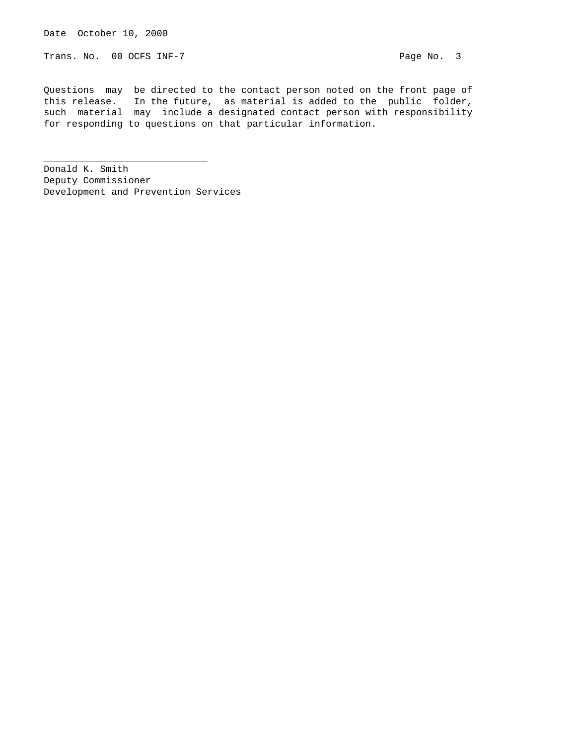Questions may be directed to the contact person noted on the front page of this release. In the future, as material is added to the public folder, such material may include a designated contact person with responsibility for responding to questions on that particular information.

\_\_\_\_\_\_\_\_\_\_\_\_\_\_\_\_\_\_\_\_\_\_\_\_\_\_\_\_\_

Donald K. Smith
Deputy Commissioner
Development and Prevention Services